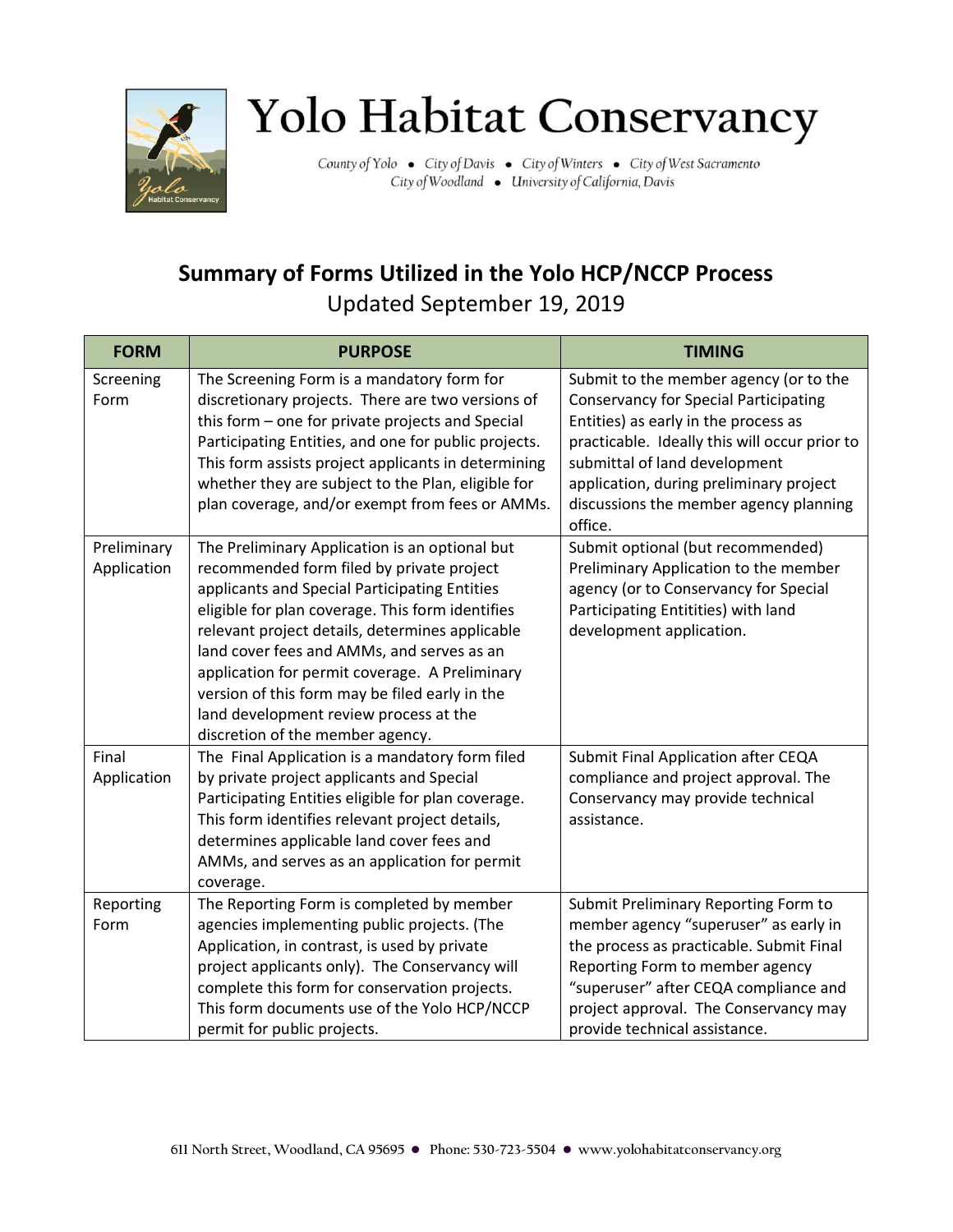# Yolo Habitat Conservancy

County of Yolo • City of Davis • City of Winters • City of West Sacramento
City of Woodland • University of California, Davis

## Summary of Forms Utilized in the Yolo HCP/NCCP Process

Updated September 19, 2019

| FORM | PURPOSE | TIMING |
|---|---|---|
| Screening Form | The Screening Form is a mandatory form for discretionary projects. There are two versions of this form – one for private projects and Special Participating Entities, and one for public projects. This form assists project applicants in determining whether they are subject to the Plan, eligible for plan coverage, and/or exempt from fees or AMMs. | Submit to the member agency (or to the Conservancy for Special Participating Entities) as early in the process as practicable. Ideally this will occur prior to submittal of land development application, during preliminary project discussions the member agency planning office. |
| Preliminary Application | The Preliminary Application is an optional but recommended form filed by private project applicants and Special Participating Entities eligible for plan coverage. This form identifies relevant project details, determines applicable land cover fees and AMMs, and serves as an application for permit coverage. A Preliminary version of this form may be filed early in the land development review process at the discretion of the member agency. | Submit optional (but recommended) Preliminary Application to the member agency (or to Conservancy for Special Participating Entitities) with land development application. |
| Final Application | The Final Application is a mandatory form filed by private project applicants and Special Participating Entities eligible for plan coverage. This form identifies relevant project details, determines applicable land cover fees and AMMs, and serves as an application for permit coverage. | Submit Final Application after CEQA compliance and project approval. The Conservancy may provide technical assistance. |
| Reporting Form | The Reporting Form is completed by member agencies implementing public projects. (The Application, in contrast, is used by private project applicants only). The Conservancy will complete this form for conservation projects. This form documents use of the Yolo HCP/NCCP permit for public projects. | Submit Preliminary Reporting Form to member agency "superuser" as early in the process as practicable. Submit Final Reporting Form to member agency "superuser" after CEQA compliance and project approval. The Conservancy may provide technical assistance. |

611 North Street, Woodland, CA 95695 • Phone: 530-723-5504 • www.yolohabitatconservancy.org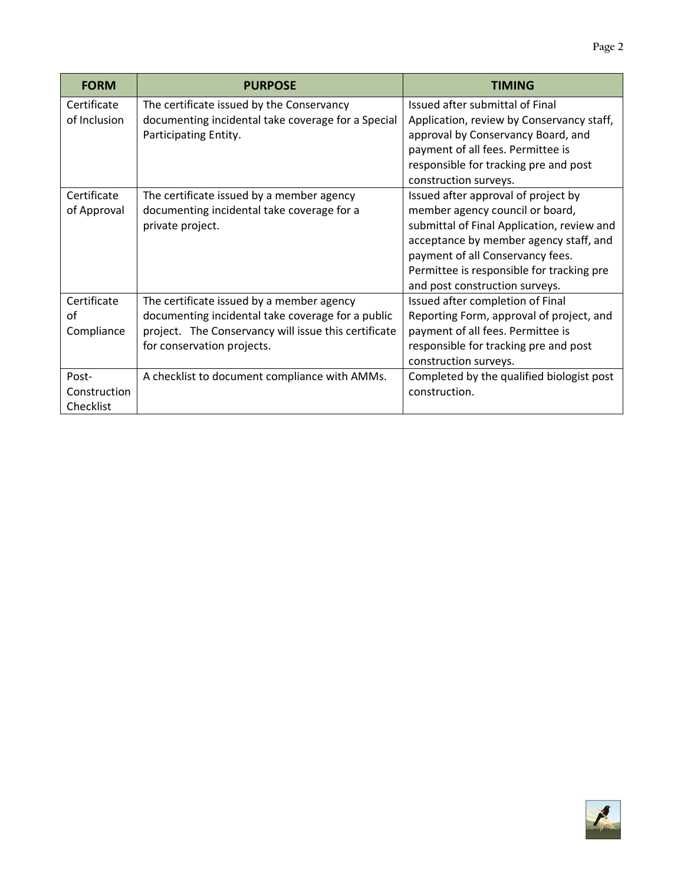| FORM | PURPOSE | TIMING |
|---|---|---|
| Certificate of Inclusion | The certificate issued by the Conservancy documenting incidental take coverage for a Special Participating Entity. | Issued after submittal of Final Application, review by Conservancy staff, approval by Conservancy Board, and payment of all fees. Permittee is responsible for tracking pre and post construction surveys. |
| Certificate of Approval | The certificate issued by a member agency documenting incidental take coverage for a private project. | Issued after approval of project by member agency council or board, submittal of Final Application, review and acceptance by member agency staff, and payment of all Conservancy fees. Permittee is responsible for tracking pre and post construction surveys. |
| Certificate of Compliance | The certificate issued by a member agency documenting incidental take coverage for a public project. The Conservancy will issue this certificate for conservation projects. | Issued after completion of Final Reporting Form, approval of project, and payment of all fees. Permittee is responsible for tracking pre and post construction surveys. |
| Post-Construction Checklist | A checklist to document compliance with AMMs. | Completed by the qualified biologist post construction. |